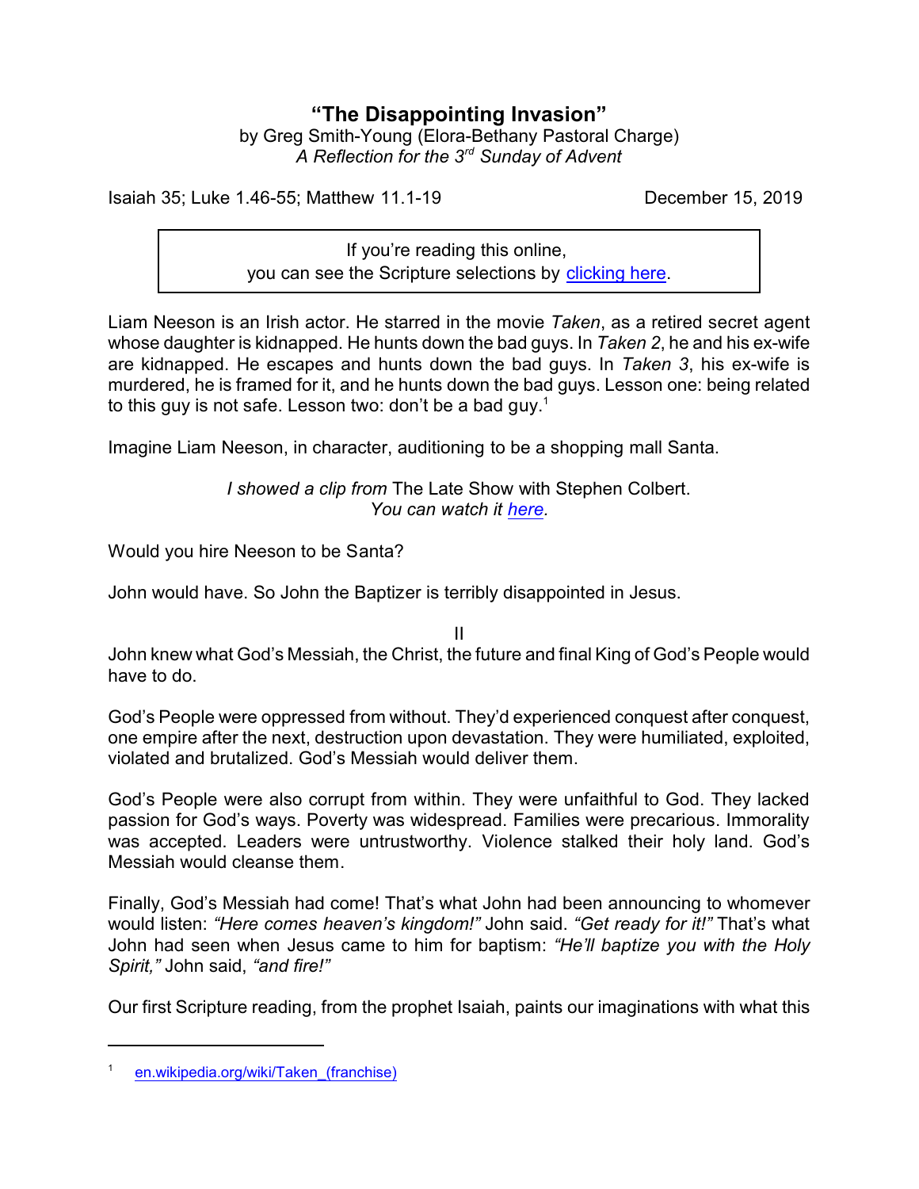# "The Disappointing Invasion"

by Greg Smith-Young (Elora-Bethany Pastoral Charge)
*A Reflection for the 3rd Sunday of Advent*

Isaiah 35; Luke 1.46-55; Matthew 11.1-19 December 15, 2019

> If you're reading this online,
> you can see the Scripture selections by clicking here.

Liam Neeson is an Irish actor. He starred in the movie *Taken*, as a retired secret agent whose daughter is kidnapped. He hunts down the bad guys. In *Taken 2*, he and his ex-wife are kidnapped. He escapes and hunts down the bad guys. In *Taken 3*, his ex-wife is murdered, he is framed for it, and he hunts down the bad guys. Lesson one: being related to this guy is not safe. Lesson two: don't be a bad guy.[1]

Imagine Liam Neeson, in character, auditioning to be a shopping mall Santa.

*I showed a clip from* The Late Show with Stephen Colbert.
*You can watch it here.*

Would you hire Neeson to be Santa?

John would have. So John the Baptizer is terribly disappointed in Jesus.

II

John knew what God's Messiah, the Christ, the future and final King of God's People would have to do.

God's People were oppressed from without. They'd experienced conquest after conquest, one empire after the next, destruction upon devastation. They were humiliated, exploited, violated and brutalized. God's Messiah would deliver them.

God's People were also corrupt from within. They were unfaithful to God. They lacked passion for God's ways. Poverty was widespread. Families were precarious. Immorality was accepted. Leaders were untrustworthy. Violence stalked their holy land. God's Messiah would cleanse them.

Finally, God's Messiah had come! That's what John had been announcing to whomever would listen: *"Here comes heaven's kingdom!"* John said. *"Get ready for it!"* That's what John had seen when Jesus came to him for baptism: *"He'll baptize you with the Holy Spirit,"* John said, *"and fire!"*

Our first Scripture reading, from the prophet Isaiah, paints our imaginations with what this

---

[1] en.wikipedia.org/wiki/Taken_(franchise)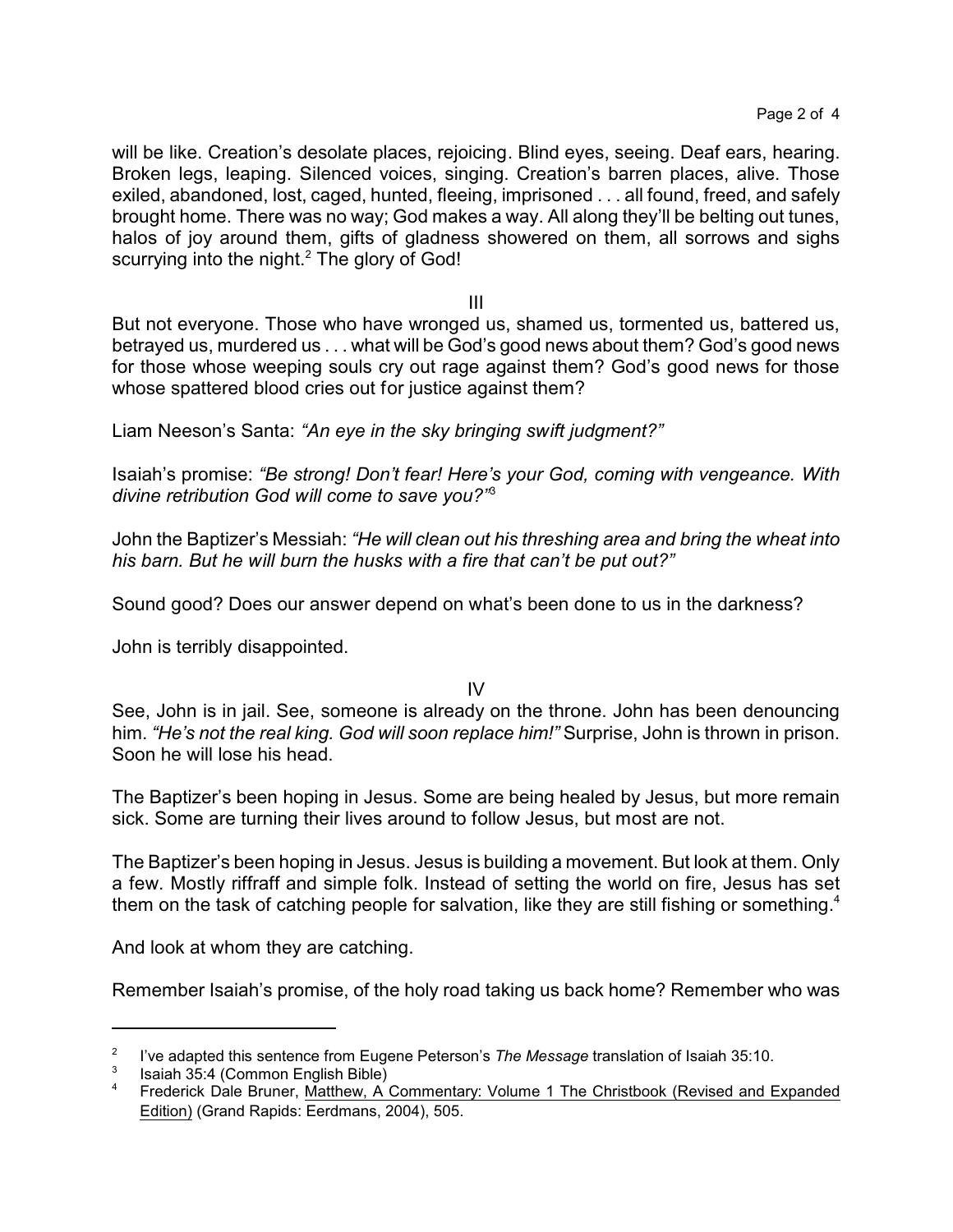will be like. Creation's desolate places, rejoicing. Blind eyes, seeing. Deaf ears, hearing. Broken legs, leaping. Silenced voices, singing. Creation's barren places, alive. Those exiled, abandoned, lost, caged, hunted, fleeing, imprisoned . . . all found, freed, and safely brought home. There was no way; God makes a way. All along they'll be belting out tunes, halos of joy around them, gifts of gladness showered on them, all sorrows and sighs scurrying into the night.[2] The glory of God!

III

But not everyone. Those who have wronged us, shamed us, tormented us, battered us, betrayed us, murdered us . . . what will be God's good news about them? God's good news for those whose weeping souls cry out rage against them? God's good news for those whose spattered blood cries out for justice against them?

Liam Neeson's Santa: *"An eye in the sky bringing swift judgment?"*

Isaiah's promise: *"Be strong! Don't fear! Here's your God, coming with vengeance. With divine retribution God will come to save you?"*[3]

John the Baptizer's Messiah: *"He will clean out his threshing area and bring the wheat into his barn. But he will burn the husks with a fire that can't be put out?"*

Sound good? Does our answer depend on what's been done to us in the darkness?

John is terribly disappointed.

IV

See, John is in jail. See, someone is already on the throne. John has been denouncing him. *"He's not the real king. God will soon replace him!"* Surprise, John is thrown in prison. Soon he will lose his head.

The Baptizer's been hoping in Jesus. Some are being healed by Jesus, but more remain sick. Some are turning their lives around to follow Jesus, but most are not.

The Baptizer's been hoping in Jesus. Jesus is building a movement. But look at them. Only a few. Mostly riffraff and simple folk. Instead of setting the world on fire, Jesus has set them on the task of catching people for salvation, like they are still fishing or something.[4]

And look at whom they are catching.

Remember Isaiah's promise, of the holy road taking us back home? Remember who was

---

[2] I've adapted this sentence from Eugene Peterson's *The Message* translation of Isaiah 35:10.

[3] Isaiah 35:4 (Common English Bible)

[4] Frederick Dale Bruner, Matthew, A Commentary: Volume 1 The Christbook (Revised and Expanded Edition) (Grand Rapids: Eerdmans, 2004), 505.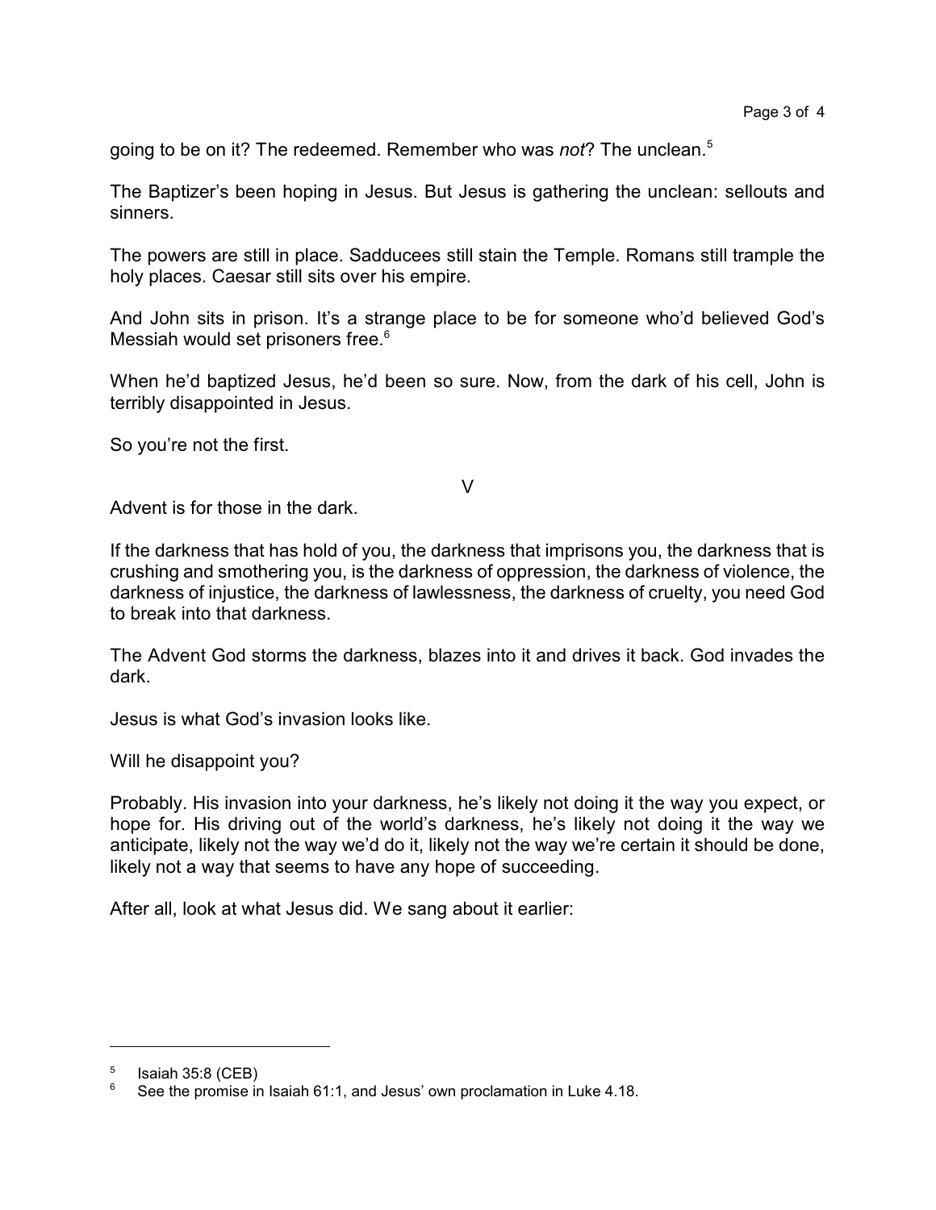going to be on it? The redeemed. Remember who was *not*? The unclean.[5]

The Baptizer's been hoping in Jesus. But Jesus is gathering the unclean: sellouts and sinners.

The powers are still in place. Sadducees still stain the Temple. Romans still trample the holy places. Caesar still sits over his empire.

And John sits in prison. It's a strange place to be for someone who'd believed God's Messiah would set prisoners free.[6]

When he'd baptized Jesus, he'd been so sure. Now, from the dark of his cell, John is terribly disappointed in Jesus.

So you're not the first.

V

Advent is for those in the dark.

If the darkness that has hold of you, the darkness that imprisons you, the darkness that is crushing and smothering you, is the darkness of oppression, the darkness of violence, the darkness of injustice, the darkness of lawlessness, the darkness of cruelty, you need God to break into that darkness.

The Advent God storms the darkness, blazes into it and drives it back. God invades the dark.

Jesus is what God's invasion looks like.

Will he disappoint you?

Probably. His invasion into your darkness, he's likely not doing it the way you expect, or hope for. His driving out of the world's darkness, he's likely not doing it the way we anticipate, likely not the way we'd do it, likely not the way we're certain it should be done, likely not a way that seems to have any hope of succeeding.

After all, look at what Jesus did. We sang about it earlier:

---

[5] Isaiah 35:8 (CEB)

[6] See the promise in Isaiah 61:1, and Jesus' own proclamation in Luke 4.18.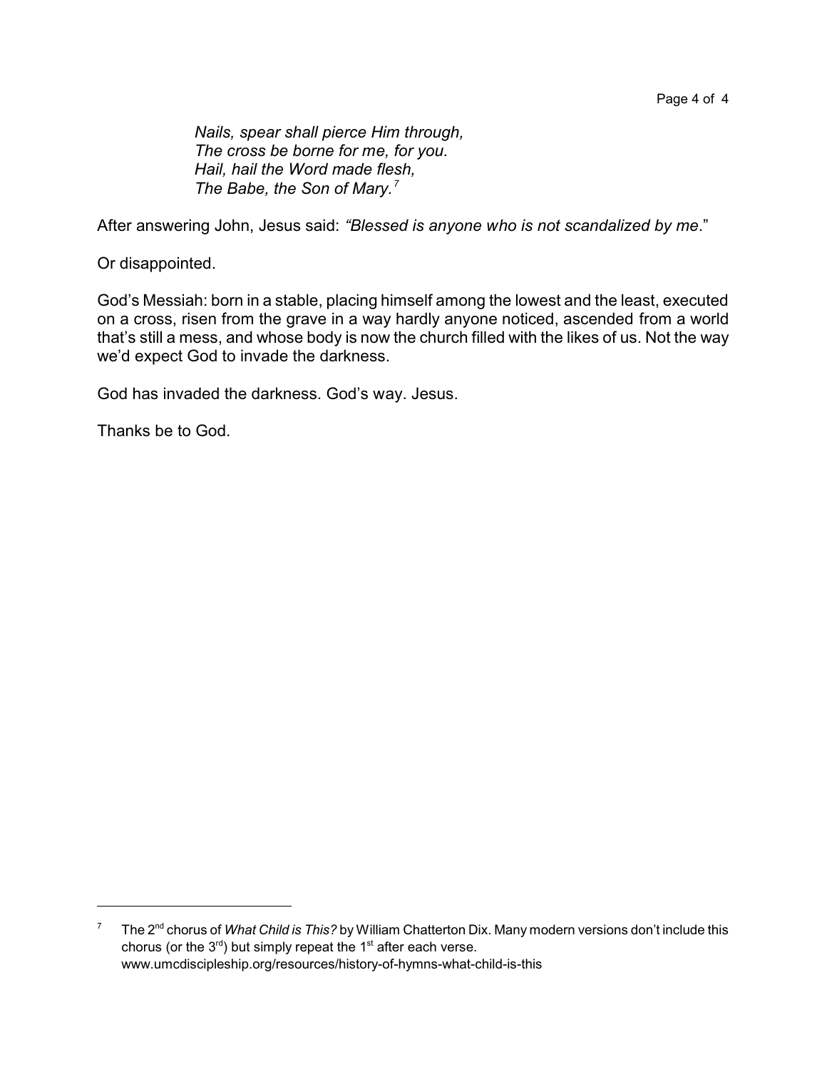*Nails, spear shall pierce Him through,*  
*The cross be borne for me, for you.*  
*Hail, hail the Word made flesh,*  
*The Babe, the Son of Mary.*[7]

After answering John, Jesus said: *"Blessed is anyone who is not scandalized by me*."

Or disappointed.

God's Messiah: born in a stable, placing himself among the lowest and the least, executed on a cross, risen from the grave in a way hardly anyone noticed, ascended from a world that's still a mess, and whose body is now the church filled with the likes of us. Not the way we'd expect God to invade the darkness.

God has invaded the darkness. God's way. Jesus.

Thanks be to God.

---

[7] The 2nd chorus of *What Child is This?* by William Chatterton Dix. Many modern versions don't include this chorus (or the 3rd) but simply repeat the 1st after each verse. www.umcdiscipleship.org/resources/history-of-hymns-what-child-is-this